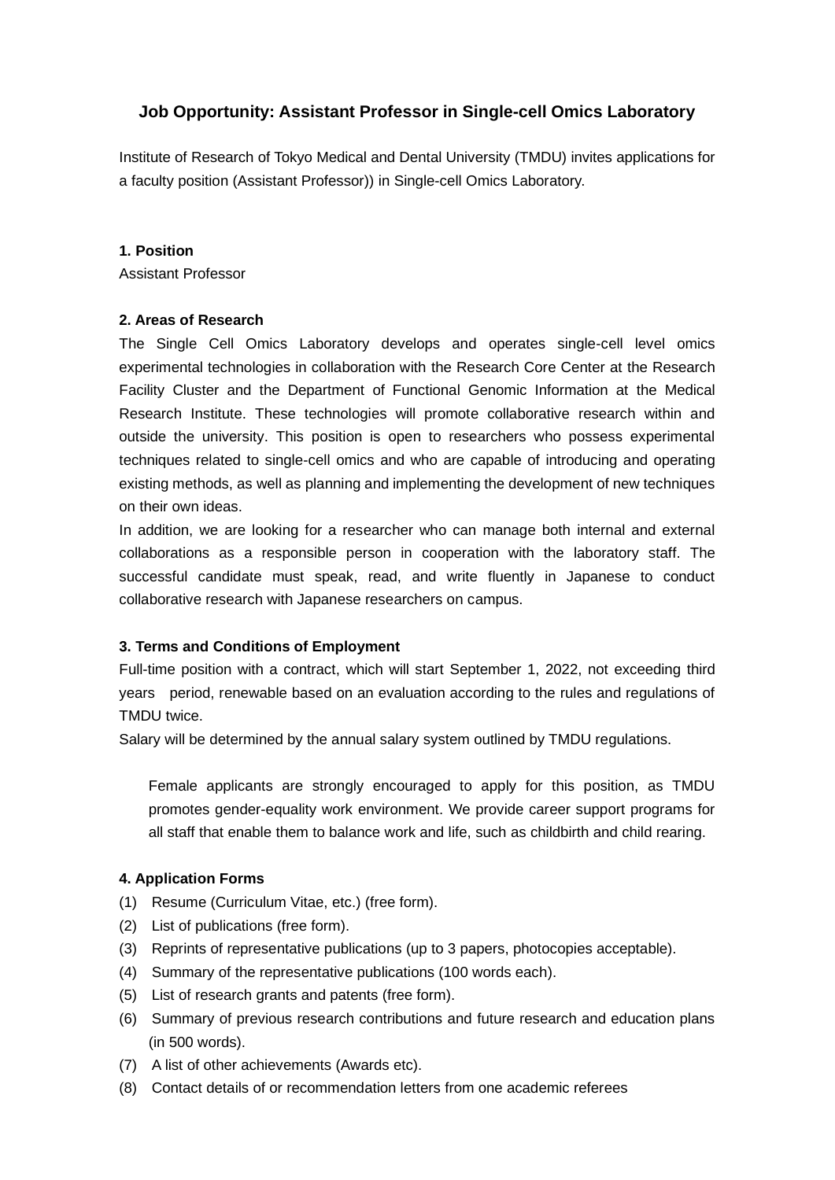# Job Opportunity: Assistant Professor in Single-cell Omics Laboratory

Institute of Research of Tokyo Medical and Dental University (TMDU) invites applications for a faculty position (Assistant Professor)) in Single-cell Omics Laboratory.

**1. Position**

Assistant Professor

**2. Areas of Research**

The Single Cell Omics Laboratory develops and operates single-cell level omics experimental technologies in collaboration with the Research Core Center at the Research Facility Cluster and the Department of Functional Genomic Information at the Medical Research Institute. These technologies will promote collaborative research within and outside the university. This position is open to researchers who possess experimental techniques related to single-cell omics and who are capable of introducing and operating existing methods, as well as planning and implementing the development of new techniques on their own ideas.

In addition, we are looking for a researcher who can manage both internal and external collaborations as a responsible person in cooperation with the laboratory staff. The successful candidate must speak, read, and write fluently in Japanese to conduct collaborative research with Japanese researchers on campus.

**3. Terms and Conditions of Employment**

Full-time position with a contract, which will start September 1, 2022, not exceeding third years period, renewable based on an evaluation according to the rules and regulations of TMDU twice.

Salary will be determined by the annual salary system outlined by TMDU regulations.

Female applicants are strongly encouraged to apply for this position, as TMDU promotes gender-equality work environment. We provide career support programs for all staff that enable them to balance work and life, such as childbirth and child rearing.

**4. Application Forms**

(1) Resume (Curriculum Vitae, etc.) (free form).
(2) List of publications (free form).
(3) Reprints of representative publications (up to 3 papers, photocopies acceptable).
(4) Summary of the representative publications (100 words each).
(5) List of research grants and patents (free form).
(6) Summary of previous research contributions and future research and education plans (in 500 words).
(7) A list of other achievements (Awards etc).
(8) Contact details of or recommendation letters from one academic referees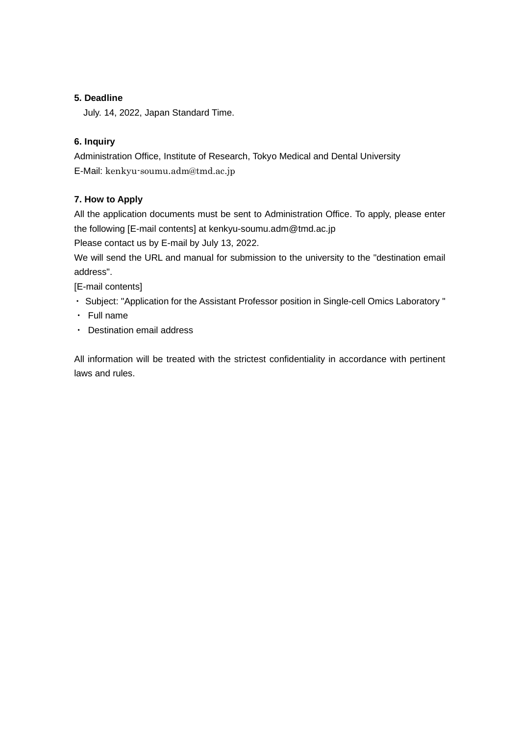### 5. Deadline

July. 14, 2022, Japan Standard Time.

### 6. Inquiry

Administration Office, Institute of Research, Tokyo Medical and Dental University
E-Mail: kenkyu-soumu.adm@tmd.ac.jp

### 7. How to Apply

All the application documents must be sent to Administration Office. To apply, please enter the following [E-mail contents] at kenkyu-soumu.adm@tmd.ac.jp
Please contact us by E-mail by July 13, 2022.
We will send the URL and manual for submission to the university to the "destination email address".
[E-mail contents]

- Subject: "Application for the Assistant Professor position in Single-cell Omics Laboratory "
- Full name
- Destination email address

All information will be treated with the strictest confidentiality in accordance with pertinent laws and rules.